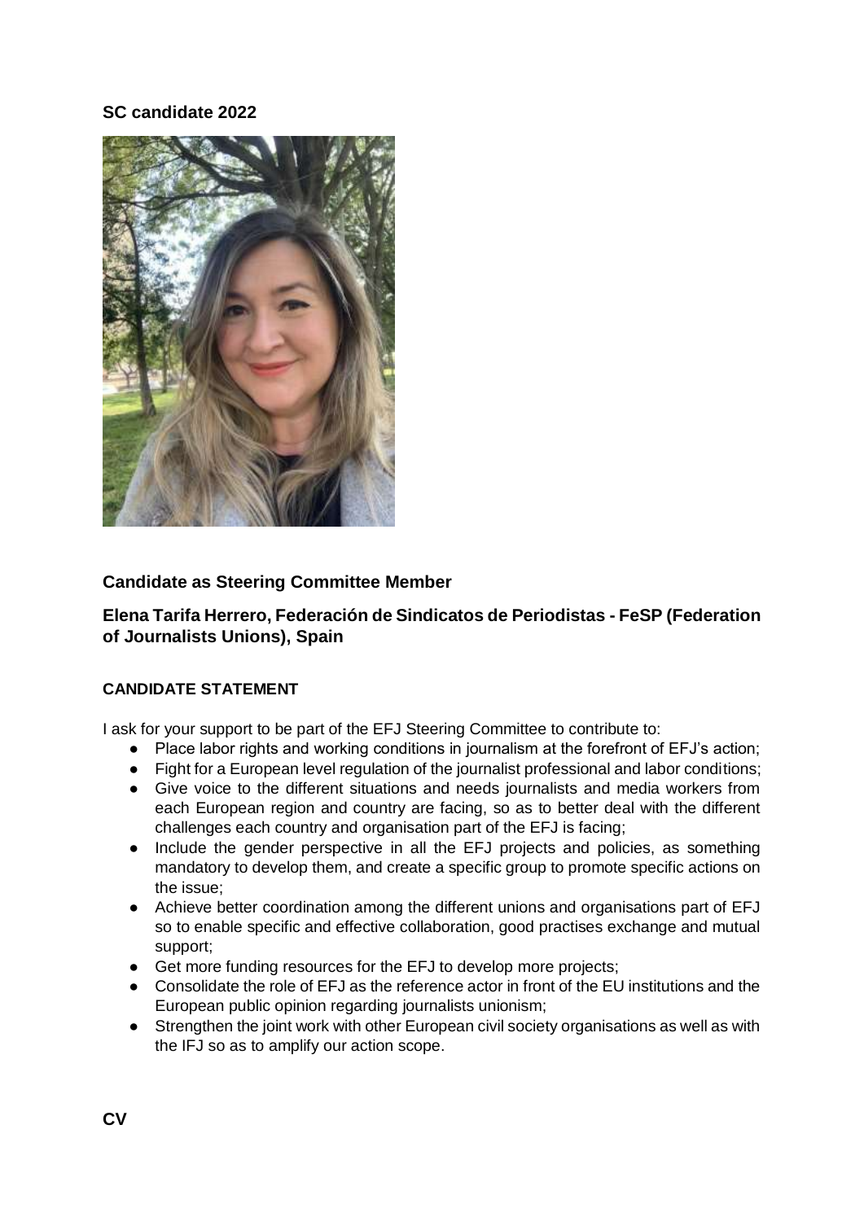**SC candidate 2022**

### Candidate as Steering Committee Member

### Elena Tarifa Herrero, Federación de Sindicatos de Periodistas - FeSP (Federation of Journalists Unions), Spain

#### CANDIDATE STATEMENT

I ask for your support to be part of the EFJ Steering Committee to contribute to:

- Place labor rights and working conditions in journalism at the forefront of EFJ's action;
- Fight for a European level regulation of the journalist professional and labor conditions;
- Give voice to the different situations and needs journalists and media workers from each European region and country are facing, so as to better deal with the different challenges each country and organisation part of the EFJ is facing;
- Include the gender perspective in all the EFJ projects and policies, as something mandatory to develop them, and create a specific group to promote specific actions on the issue;
- Achieve better coordination among the different unions and organisations part of EFJ so to enable specific and effective collaboration, good practises exchange and mutual support;
- Get more funding resources for the EFJ to develop more projects;
- Consolidate the role of EFJ as the reference actor in front of the EU institutions and the European public opinion regarding journalists unionism;
- Strengthen the joint work with other European civil society organisations as well as with the IFJ so as to amplify our action scope.

**CV**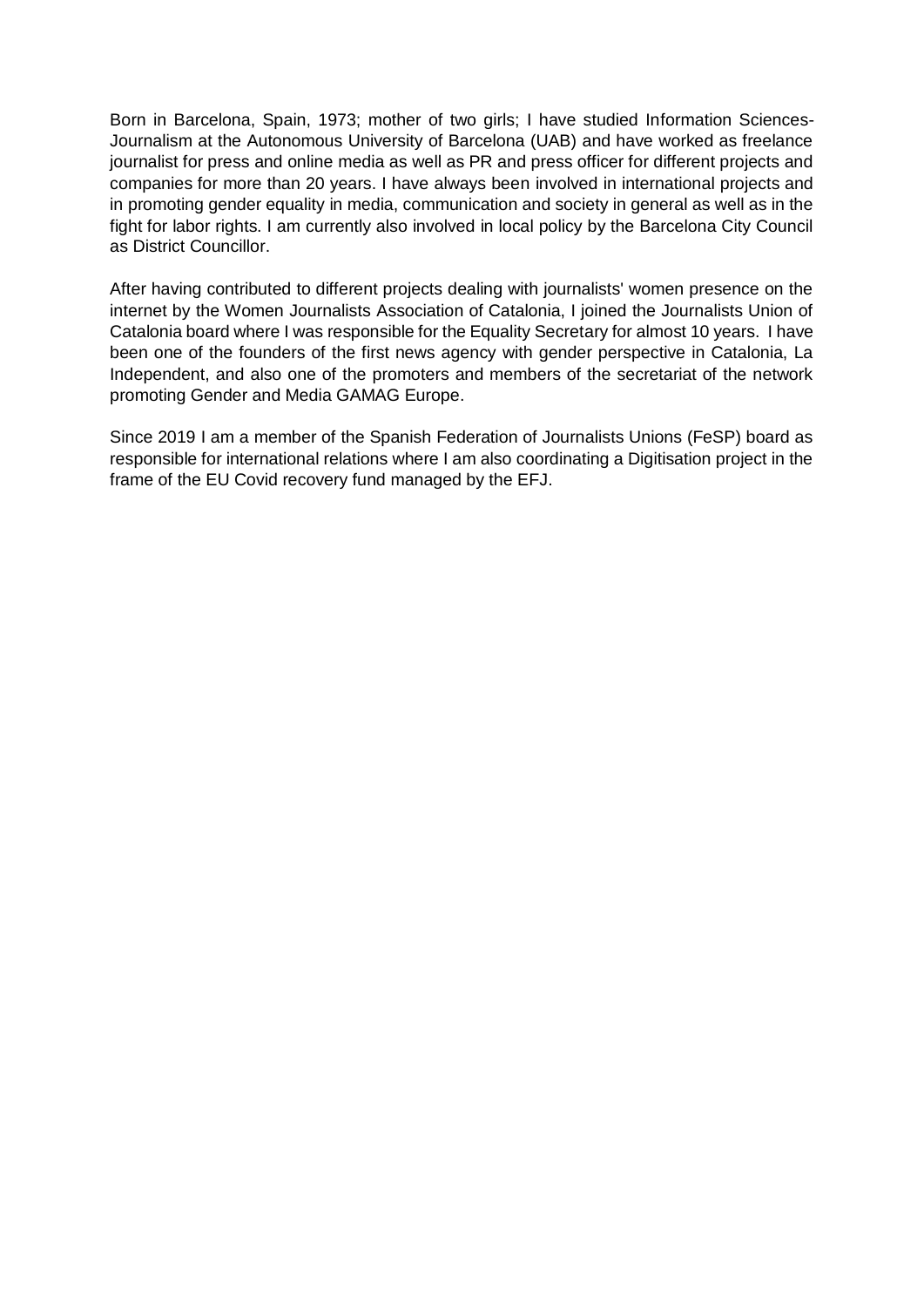Born in Barcelona, Spain, 1973; mother of two girls; I have studied Information Sciences-Journalism at the Autonomous University of Barcelona (UAB) and have worked as freelance journalist for press and online media as well as PR and press officer for different projects and companies for more than 20 years. I have always been involved in international projects and in promoting gender equality in media, communication and society in general as well as in the fight for labor rights. I am currently also involved in local policy by the Barcelona City Council as District Councillor.

After having contributed to different projects dealing with journalists' women presence on the internet by the Women Journalists Association of Catalonia, I joined the Journalists Union of Catalonia board where I was responsible for the Equality Secretary for almost 10 years. I have been one of the founders of the first news agency with gender perspective in Catalonia, La Independent, and also one of the promoters and members of the secretariat of the network promoting Gender and Media GAMAG Europe.

Since 2019 I am a member of the Spanish Federation of Journalists Unions (FeSP) board as responsible for international relations where I am also coordinating a Digitisation project in the frame of the EU Covid recovery fund managed by the EFJ.